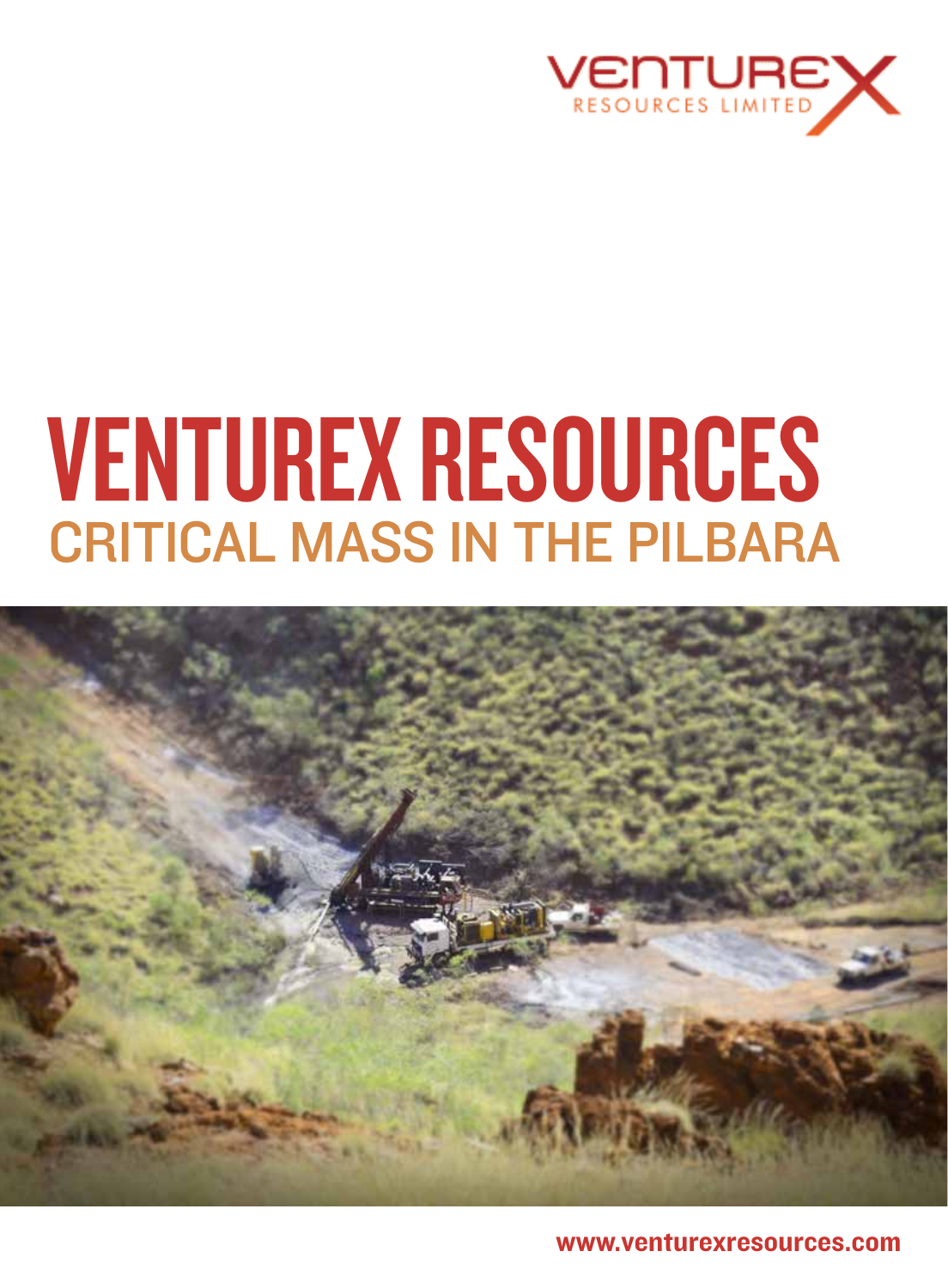VENTUREX RESOURCES LIMITED

# VENTUREX RESOURCES

## CRITICAL MASS IN THE PILBARA

www.venturexresources.com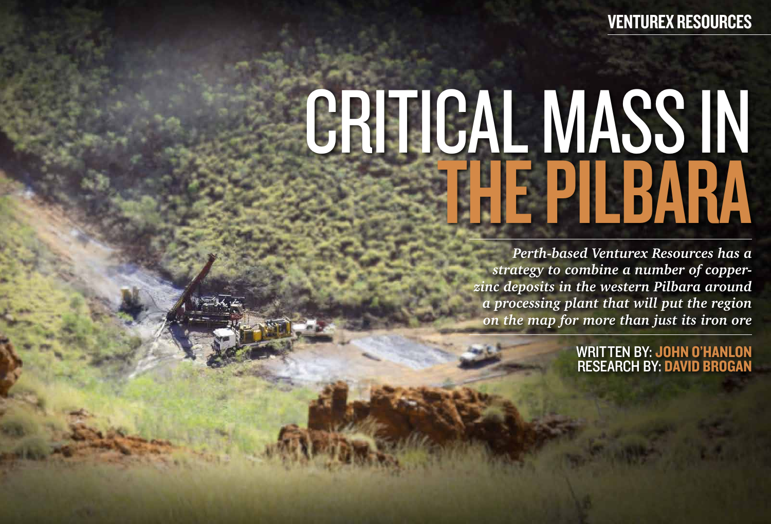# CRITICAL MASS IN THE PILBARA

*Perth-based Venturex Resources has a strategy to combine a number of copper-zinc deposits in the western Pilbara around a processing plant that will put the region on the map for more than just its iron ore*

WRITTEN BY: **JOHN O'HANLON**
RESEARCH BY: **DAVID BROGAN**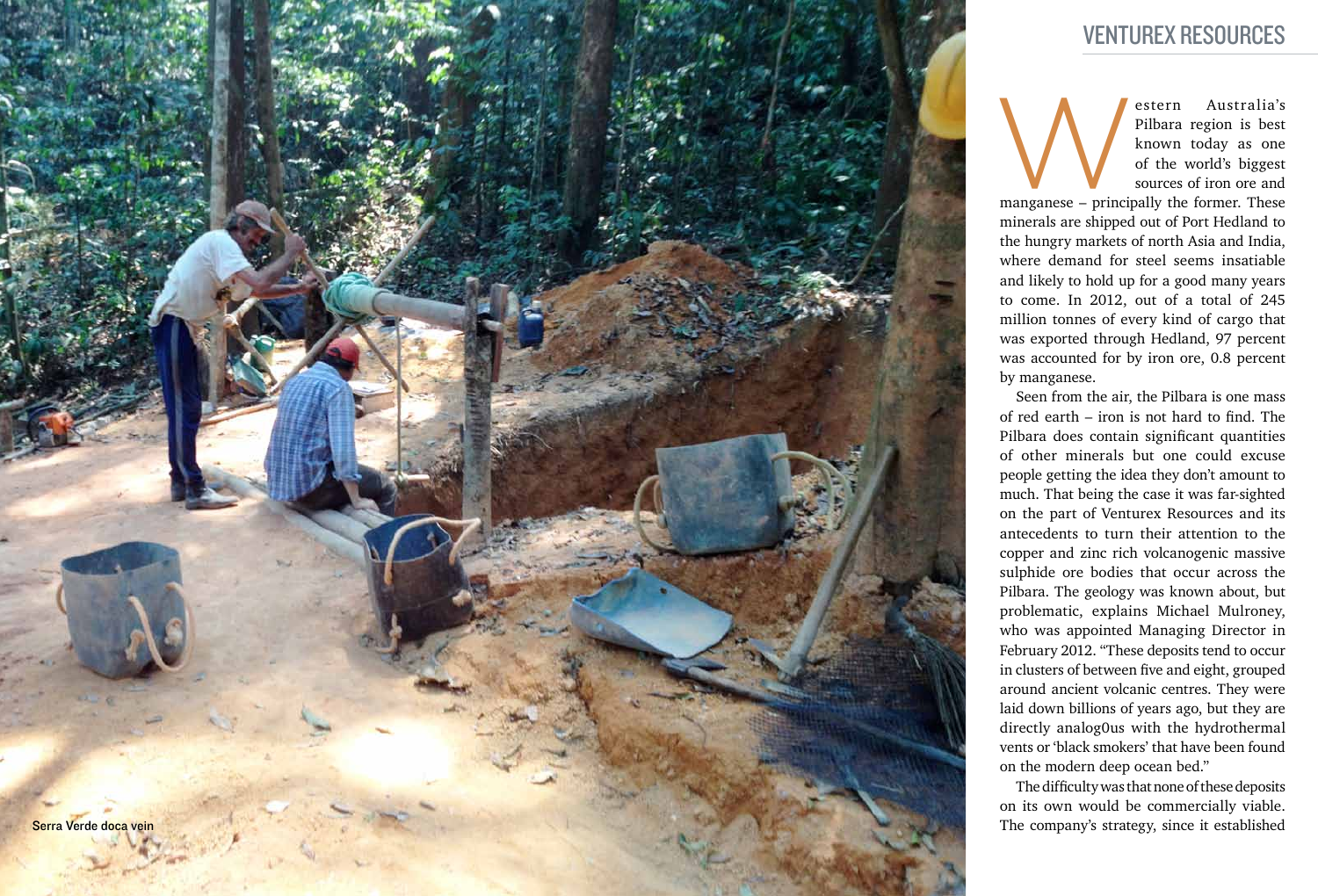Western Australia's Pilbara region is best known today as one of the world's biggest sources of iron ore and manganese – principally the former. These minerals are shipped out of Port Hedland to the hungry markets of north Asia and India, where demand for steel seems insatiable and likely to hold up for a good many years to come. In 2012, out of a total of 245 million tonnes of every kind of cargo that was exported through Hedland, 97 percent was accounted for by iron ore, 0.8 percent by manganese.

Seen from the air, the Pilbara is one mass of red earth – iron is not hard to find. The Pilbara does contain significant quantities of other minerals but one could excuse people getting the idea they don't amount to much. That being the case it was far-sighted on the part of Venturex Resources and its antecedents to turn their attention to the copper and zinc rich volcanogenic massive sulphide ore bodies that occur across the Pilbara. The geology was known about, but problematic, explains Michael Mulroney, who was appointed Managing Director in February 2012. "These deposits tend to occur in clusters of between five and eight, grouped around ancient volcanic centres. They were laid down billions of years ago, but they are directly analog0us with the hydrothermal vents or 'black smokers' that have been found on the modern deep ocean bed."

The difficulty was that none of these deposits on its own would be commercially viable. The company's strategy, since it established

Serra Verde doca vein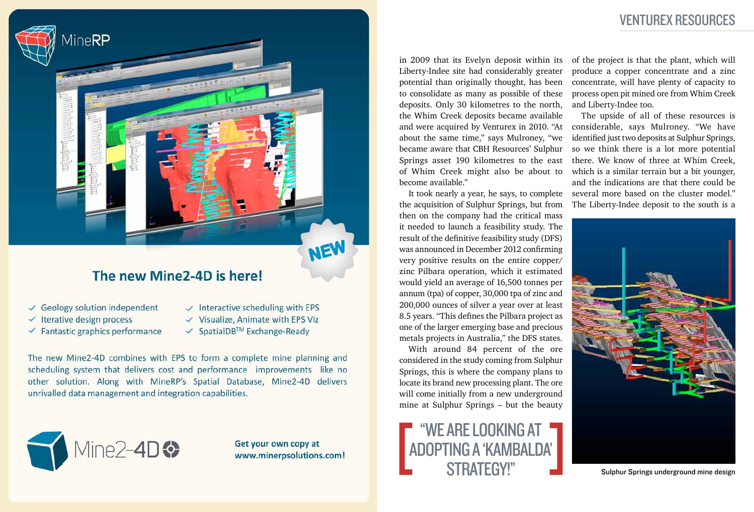## The new Mine2-4D is here!

NEW

- Geology solution independent
- Iterative design process
- Fantastic graphics performance
- Interactive scheduling with EPS
- Visualize, Animate with EPS Viz
- SpatialDB™ Exchange-Ready

The new Mine2-4D combines with EPS to form a complete mine planning and scheduling system that delivers cost and performance improvements like no other solution. Along with MineRP's Spatial Database, Mine2-4D delivers unrivalled data management and integration capabilities.

Mine2-4D

**Get your own copy at www.minerpsolutions.com!**

in 2009 that its Evelyn deposit within its Liberty-Indee site had considerably greater potential than originally thought, has been to consolidate as many as possible of these deposits. Only 30 kilometres to the north, the Whim Creek deposits became available and were acquired by Venturex in 2010. "At about the same time," says Mulroney, "we became aware that CBH Resources' Sulphur Springs asset 190 kilometres to the east of Whim Creek might also be about to become available."

It took nearly a year, he says, to complete the acquisition of Sulphur Springs, but from then on the company had the critical mass it needed to launch a feasibility study. The result of the definitive feasibility study (DFS) was announced in December 2012 confirming very positive results on the entire copper/zinc Pilbara operation, which it estimated would yield an average of 16,500 tonnes per annum (tpa) of copper, 30,000 tpa of zinc and 200,000 ounces of silver a year over at least 8.5 years. "This defines the Pilbara project as one of the larger emerging base and precious metals projects in Australia," the DFS states.

With around 84 percent of the ore considered in the study coming from Sulphur Springs, this is where the company plans to locate its brand new processing plant. The ore will come initially from a new underground mine at Sulphur Springs – but the beauty of the project is that the plant, which will produce a copper concentrate and a zinc concentrate, will have plenty of capacity to process open pit mined ore from Whim Creek and Liberty-Indee too.

> "WE ARE LOOKING AT ADOPTING A 'KAMBALDA' STRATEGY!"

The upside of all of these resources is considerable, says Mulroney. "We have identified just two deposits at Sulphur Springs, so we think there is a lot more potential there. We know of three at Whim Creek, which is a similar terrain but a bit younger, and the indications are that there could be several more based on the cluster model." The Liberty-Indee deposit to the south is a

Sulphur Springs underground mine design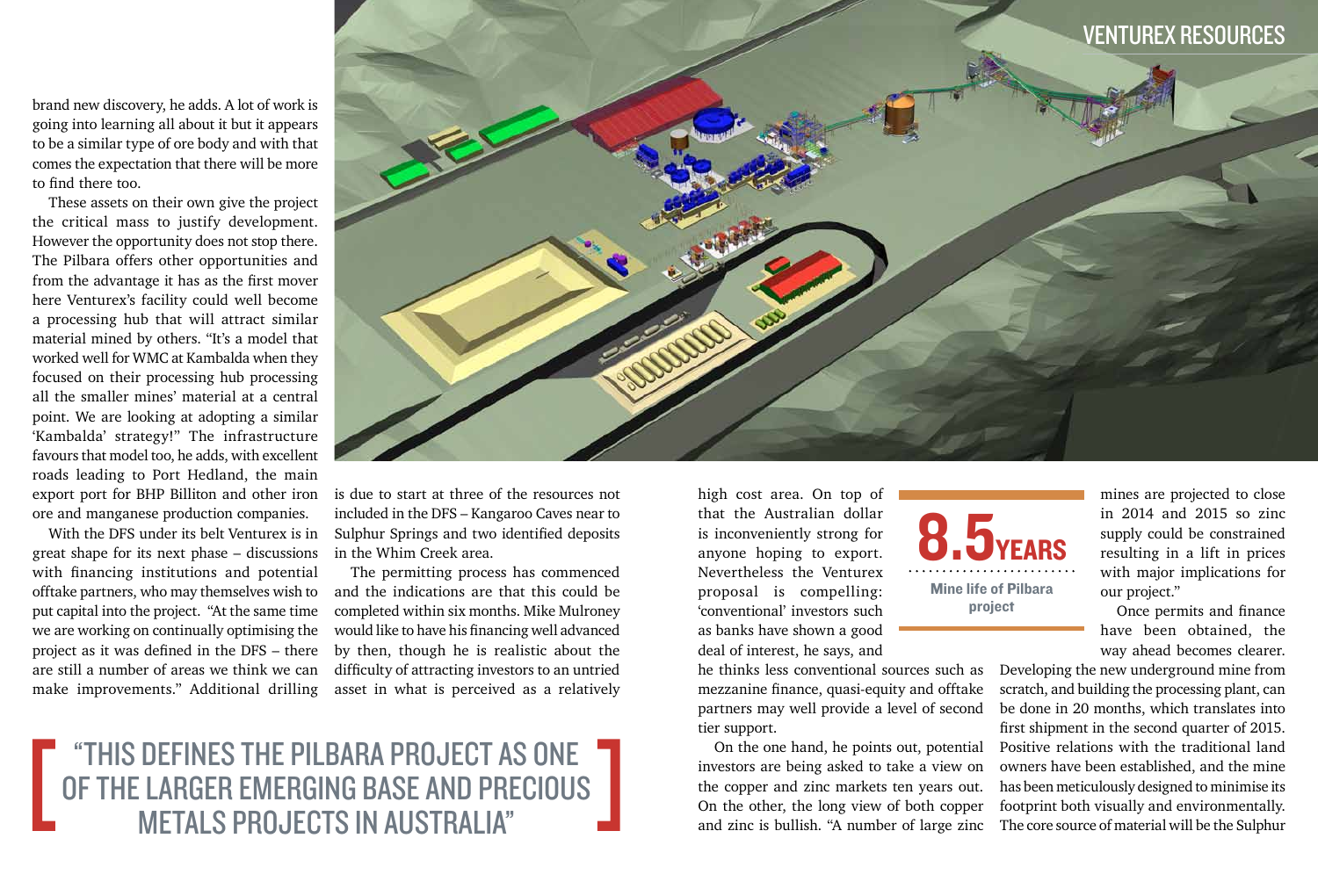brand new discovery, he adds. A lot of work is going into learning all about it but it appears to be a similar type of ore body and with that comes the expectation that there will be more to find there too.

These assets on their own give the project the critical mass to justify development. However the opportunity does not stop there. The Pilbara offers other opportunities and from the advantage it has as the first mover here Venturex's facility could well become a processing hub that will attract similar material mined by others. "It's a model that worked well for WMC at Kambalda when they focused on their processing hub processing all the smaller mines' material at a central point. We are looking at adopting a similar 'Kambalda' strategy!" The infrastructure favours that model too, he adds, with excellent roads leading to Port Hedland, the main export port for BHP Billiton and other iron ore and manganese production companies.

With the DFS under its belt Venturex is in great shape for its next phase – discussions with financing institutions and potential offtake partners, who may themselves wish to put capital into the project. "At the same time we are working on continually optimising the project as it was defined in the DFS – there are still a number of areas we think we can make improvements." Additional drilling is due to start at three of the resources not included in the DFS – Kangaroo Caves near to Sulphur Springs and two identified deposits in the Whim Creek area.

The permitting process has commenced and the indications are that this could be completed within six months. Mike Mulroney would like to have his financing well advanced by then, though he is realistic about the difficulty of attracting investors to an untried asset in what is perceived as a relatively high cost area. On top of that the Australian dollar is inconveniently strong for anyone hoping to export. Nevertheless the Venturex proposal is compelling: 'conventional' investors such as banks have shown a good deal of interest, he says, and he thinks less conventional sources such as mezzanine finance, quasi-equity and offtake partners may well provide a level of second tier support.

> "THIS DEFINES THE PILBARA PROJECT AS ONE OF THE LARGER EMERGING BASE AND PRECIOUS METALS PROJECTS IN AUSTRALIA"

On the one hand, he points out, potential investors are being asked to take a view on the copper and zinc markets ten years out. On the other, the long view of both copper and zinc is bullish. "A number of large zinc mines are projected to close in 2014 and 2015 so zinc supply could be constrained resulting in a lift in prices with major implications for our project."

**8.5 YEARS**
**Mine life of Pilbara project**

Once permits and finance have been obtained, the way ahead becomes clearer. Developing the new underground mine from scratch, and building the processing plant, can be done in 20 months, which translates into first shipment in the second quarter of 2015. Positive relations with the traditional land owners have been established, and the mine has been meticulously designed to minimise its footprint both visually and environmentally. The core source of material will be the Sulphur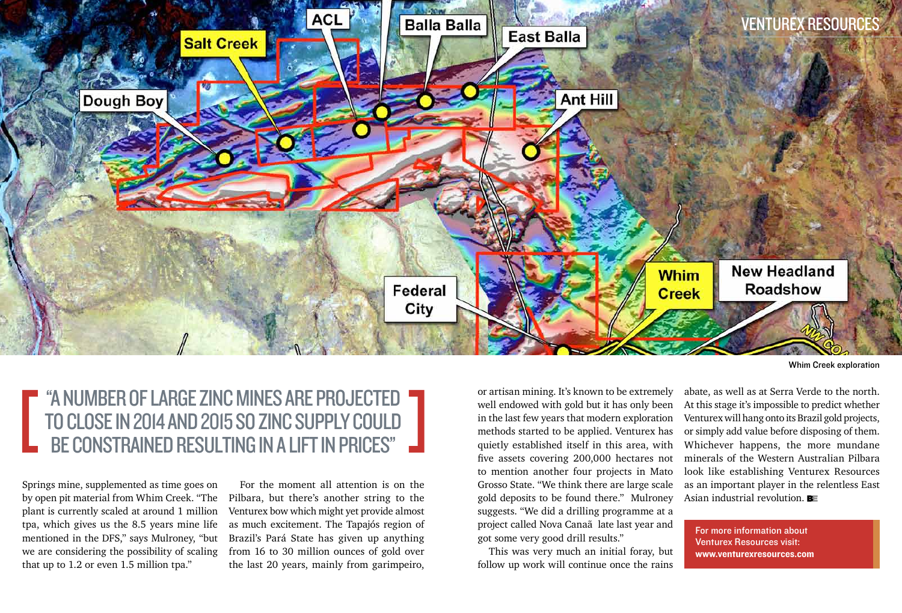Whim Creek exploration

> "A NUMBER OF LARGE ZINC MINES ARE PROJECTED TO CLOSE IN 2014 AND 2015 SO ZINC SUPPLY COULD BE CONSTRAINED RESULTING IN A LIFT IN PRICES"

Springs mine, supplemented as time goes on by open pit material from Whim Creek. "The plant is currently scaled at around 1 million tpa, which gives us the 8.5 years mine life mentioned in the DFS," says Mulroney, "but we are considering the possibility of scaling that up to 1.2 or even 1.5 million tpa."

For the moment all attention is on the Pilbara, but there's another string to the Venturex bow which might yet provide almost as much excitement. The Tapajós region of Brazil's Pará State has given up anything from 16 to 30 million ounces of gold over the last 20 years, mainly from garimpeiro, or artisan mining. It's known to be extremely well endowed with gold but it has only been in the last few years that modern exploration methods started to be applied. Venturex has quietly established itself in this area, with five assets covering 200,000 hectares not to mention another four projects in Mato Grosso State. "We think there are large scale gold deposits to be found there." Mulroney suggests. "We did a drilling programme at a project called Nova Canaã late last year and got some very good drill results."

This was very much an initial foray, but follow up work will continue once the rains abate, as well as at Serra Verde to the north. At this stage it's impossible to predict whether Venturex will hang onto its Brazil gold projects, or simply add value before disposing of them. Whichever happens, the more mundane minerals of the Western Australian Pilbara look like establishing Venturex Resources as an important player in the relentless East Asian industrial revolution.

**For more information about Venturex Resources visit: www.venturexresources.com**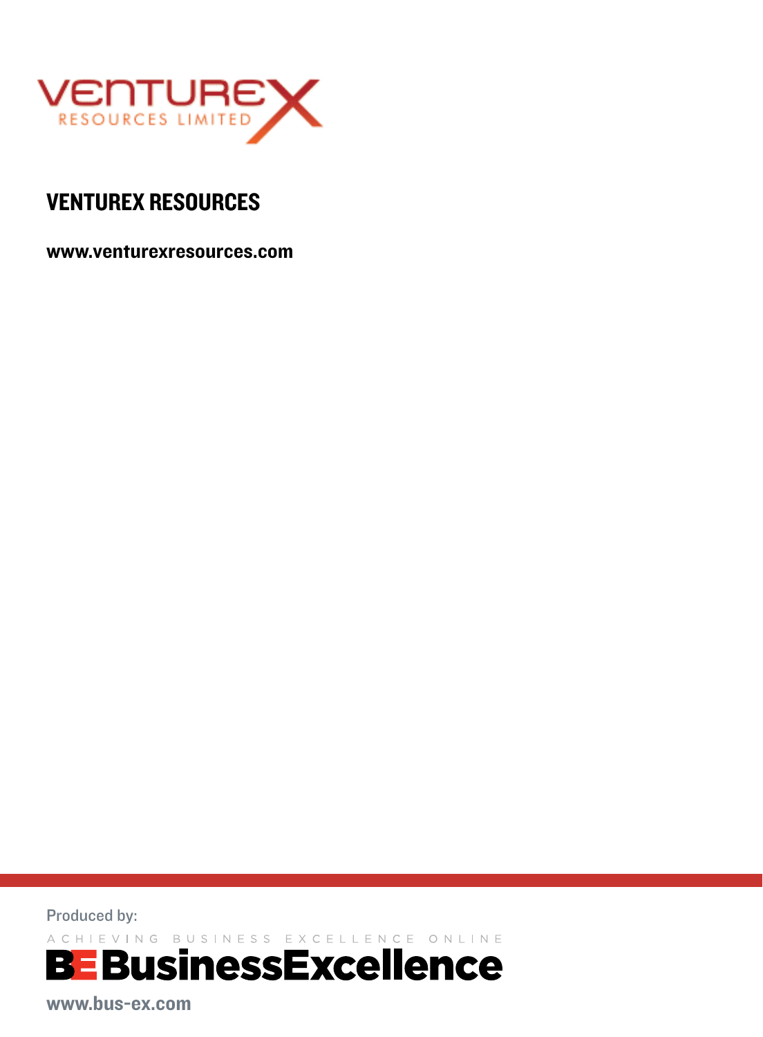VENTUREX
RESOURCES LIMITED

## VENTUREX RESOURCES

**www.venturexresources.com**

Produced by:

ACHIEVING BUSINESS EXCELLENCE ONLINE

**BE BusinessExcellence**

**www.bus-ex.com**